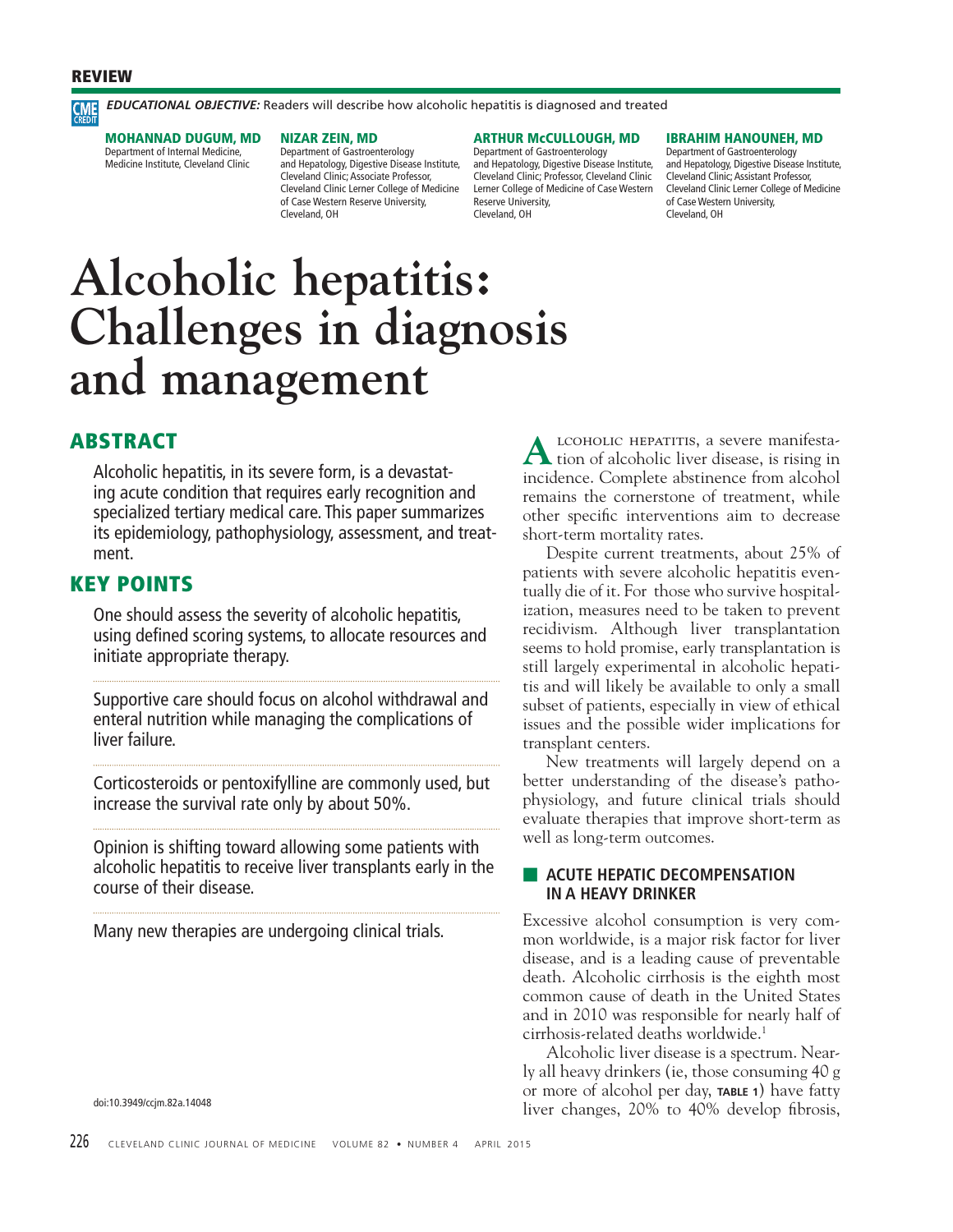REVIEW

**EDUCATIONAL OBJECTIVE:** Readers will describe how alcoholic hepatitis is diagnosed and treated

**MOHANNAD DUGUM, MD**
Department of Internal Medicine, Medicine Institute, Cleveland Clinic

**NIZAR ZEIN, MD**
Department of Gastroenterology and Hepatology, Digestive Disease Institute, Cleveland Clinic; Associate Professor, Cleveland Clinic Lerner College of Medicine of Case Western Reserve University, Cleveland, OH

**ARTHUR McCULLOUGH, MD**
Department of Gastroenterology and Hepatology, Digestive Disease Institute, Cleveland Clinic; Professor, Cleveland Clinic Lerner College of Medicine of Case Western Reserve University, Cleveland, OH

**IBRAHIM HANOUNEH, MD**
Department of Gastroenterology and Hepatology, Digestive Disease Institute, Cleveland Clinic; Assistant Professor, Cleveland Clinic Lerner College of Medicine of Case Western University, Cleveland, OH

# Alcoholic hepatitis: Challenges in diagnosis and management

## ABSTRACT

Alcoholic hepatitis, in its severe form, is a devastating acute condition that requires early recognition and specialized tertiary medical care. This paper summarizes its epidemiology, pathophysiology, assessment, and treatment.

## KEY POINTS

One should assess the severity of alcoholic hepatitis, using defined scoring systems, to allocate resources and initiate appropriate therapy.

Supportive care should focus on alcohol withdrawal and enteral nutrition while managing the complications of liver failure.

Corticosteroids or pentoxifylline are commonly used, but increase the survival rate only by about 50%.

Opinion is shifting toward allowing some patients with alcoholic hepatitis to receive liver transplants early in the course of their disease.

Many new therapies are undergoing clinical trials.

doi:10.3949/ccjm.82a.14048

Alcoholic hepatitis, a severe manifestation of alcoholic liver disease, is rising in incidence. Complete abstinence from alcohol remains the cornerstone of treatment, while other specific interventions aim to decrease short-term mortality rates.

Despite current treatments, about 25% of patients with severe alcoholic hepatitis eventually die of it. For those who survive hospitalization, measures need to be taken to prevent recidivism. Although liver transplantation seems to hold promise, early transplantation is still largely experimental in alcoholic hepatitis and will likely be available to only a small subset of patients, especially in view of ethical issues and the possible wider implications for transplant centers.

New treatments will largely depend on a better understanding of the disease's pathophysiology, and future clinical trials should evaluate therapies that improve short-term as well as long-term outcomes.

## ACUTE HEPATIC DECOMPENSATION IN A HEAVY DRINKER

Excessive alcohol consumption is very common worldwide, is a major risk factor for liver disease, and is a leading cause of preventable death. Alcoholic cirrhosis is the eighth most common cause of death in the United States and in 2010 was responsible for nearly half of cirrhosis-related deaths worldwide.[1]

Alcoholic liver disease is a spectrum. Nearly all heavy drinkers (ie, those consuming 40 g or more of alcohol per day, **TABLE 1**) have fatty liver changes, 20% to 40% develop fibrosis,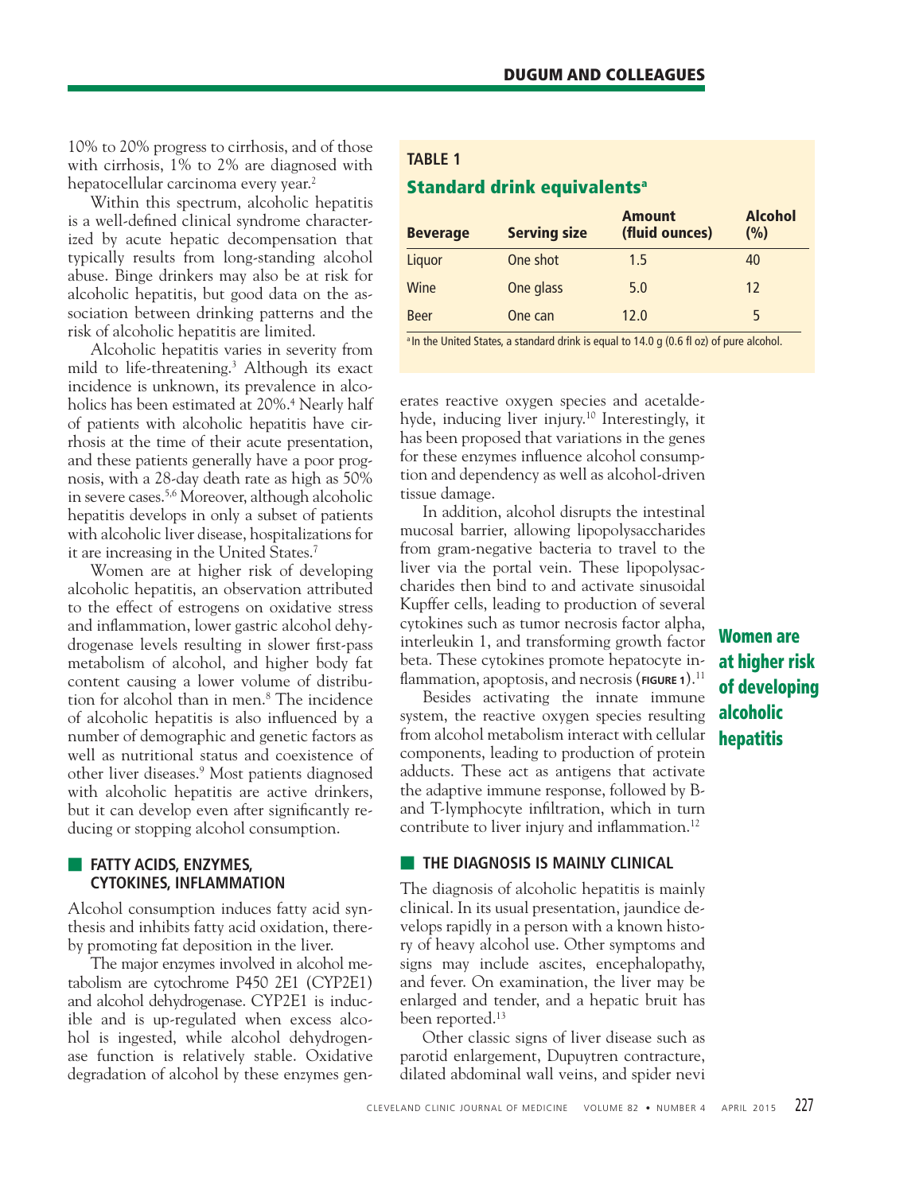10% to 20% progress to cirrhosis, and of those with cirrhosis, 1% to 2% are diagnosed with hepatocellular carcinoma every year.[2]

Within this spectrum, alcoholic hepatitis is a well-defined clinical syndrome characterized by acute hepatic decompensation that typically results from long-standing alcohol abuse. Binge drinkers may also be at risk for alcoholic hepatitis, but good data on the association between drinking patterns and the risk of alcoholic hepatitis are limited.

Alcoholic hepatitis varies in severity from mild to life-threatening.[3] Although its exact incidence is unknown, its prevalence in alcoholics has been estimated at 20%.[4] Nearly half of patients with alcoholic hepatitis have cirrhosis at the time of their acute presentation, and these patients generally have a poor prognosis, with a 28-day death rate as high as 50% in severe cases.[5,6] Moreover, although alcoholic hepatitis develops in only a subset of patients with alcoholic liver disease, hospitalizations for it are increasing in the United States.[7]

Women are at higher risk of developing alcoholic hepatitis, an observation attributed to the effect of estrogens on oxidative stress and inflammation, lower gastric alcohol dehydrogenase levels resulting in slower first-pass metabolism of alcohol, and higher body fat content causing a lower volume of distribution for alcohol than in men.[8] The incidence of alcoholic hepatitis is also influenced by a number of demographic and genetic factors as well as nutritional status and coexistence of other liver diseases.[9] Most patients diagnosed with alcoholic hepatitis are active drinkers, but it can develop even after significantly reducing or stopping alcohol consumption.

## FATTY ACIDS, ENZYMES, CYTOKINES, INFLAMMATION

Alcohol consumption induces fatty acid synthesis and inhibits fatty acid oxidation, thereby promoting fat deposition in the liver.

The major enzymes involved in alcohol metabolism are cytochrome P450 2E1 (CYP2E1) and alcohol dehydrogenase. CYP2E1 is inducible and is up-regulated when excess alcohol is ingested, while alcohol dehydrogenase function is relatively stable. Oxidative degradation of alcohol by these enzymes generates reactive oxygen species and acetaldehyde, inducing liver injury.[10] Interestingly, it has been proposed that variations in the genes for these enzymes influence alcohol consumption and dependency as well as alcohol-driven tissue damage.

In addition, alcohol disrupts the intestinal mucosal barrier, allowing lipopolysaccharides from gram-negative bacteria to travel to the liver via the portal vein. These lipopolysaccharides then bind to and activate sinusoidal Kupffer cells, leading to production of several cytokines such as tumor necrosis factor alpha, interleukin 1, and transforming growth factor beta. These cytokines promote hepatocyte inflammation, apoptosis, and necrosis (**FIGURE 1**).[11]

Besides activating the innate immune system, the reactive oxygen species resulting from alcohol metabolism interact with cellular components, leading to production of protein adducts. These act as antigens that activate the adaptive immune response, followed by B- and T-lymphocyte infiltration, which in turn contribute to liver injury and inflammation.[12]

**Women are at higher risk of developing alcoholic hepatitis**

**TABLE 1**

**Standard drink equivalents[a]**

| Beverage | Serving size | Amount (fluid ounces) | Alcohol (%) |
|---|---|---|---|
| Liquor | One shot | 1.5 | 40 |
| Wine | One glass | 5.0 | 12 |
| Beer | One can | 12.0 | 5 |

[a] In the United States, a standard drink is equal to 14.0 g (0.6 fl oz) of pure alcohol.

## THE DIAGNOSIS IS MAINLY CLINICAL

The diagnosis of alcoholic hepatitis is mainly clinical. In its usual presentation, jaundice develops rapidly in a person with a known history of heavy alcohol use. Other symptoms and signs may include ascites, encephalopathy, and fever. On examination, the liver may be enlarged and tender, and a hepatic bruit has been reported.[13]

Other classic signs of liver disease such as parotid enlargement, Dupuytren contracture, dilated abdominal wall veins, and spider nevi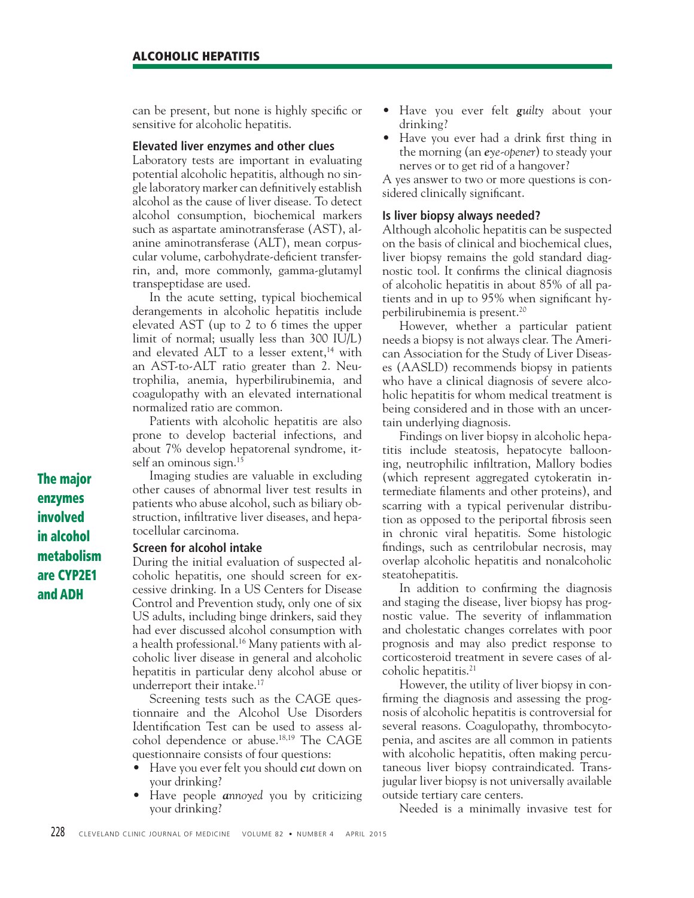can be present, but none is highly specific or sensitive for alcoholic hepatitis.

### Elevated liver enzymes and other clues

Laboratory tests are important in evaluating potential alcoholic hepatitis, although no single laboratory marker can definitively establish alcohol as the cause of liver disease. To detect alcohol consumption, biochemical markers such as aspartate aminotransferase (AST), alanine aminotransferase (ALT), mean corpuscular volume, carbohydrate-deficient transferrin, and, more commonly, gamma-glutamyl transpeptidase are used.

In the acute setting, typical biochemical derangements in alcoholic hepatitis include elevated AST (up to 2 to 6 times the upper limit of normal; usually less than 300 IU/L) and elevated ALT to a lesser extent,[14] with an AST-to-ALT ratio greater than 2. Neutrophilia, anemia, hyperbilirubinemia, and coagulopathy with an elevated international normalized ratio are common.

Patients with alcoholic hepatitis are also prone to develop bacterial infections, and about 7% develop hepatorenal syndrome, itself an ominous sign.[15]

Imaging studies are valuable in excluding other causes of abnormal liver test results in patients who abuse alcohol, such as biliary obstruction, infiltrative liver diseases, and hepatocellular carcinoma.

**The major enzymes involved in alcohol metabolism are CYP2E1 and ADH**

### Screen for alcohol intake

During the initial evaluation of suspected alcoholic hepatitis, one should screen for excessive drinking. In a US Centers for Disease Control and Prevention study, only one of six US adults, including binge drinkers, said they had ever discussed alcohol consumption with a health professional.[16] Many patients with alcoholic liver disease in general and alcoholic hepatitis in particular deny alcohol abuse or underreport their intake.[17]

Screening tests such as the CAGE questionnaire and the Alcohol Use Disorders Identification Test can be used to assess alcohol dependence or abuse.[18,19] The CAGE questionnaire consists of four questions:

- Have you ever felt you should ***c****ut* down on your drinking?
- Have people ***a****nnoyed* you by criticizing your drinking?
- Have you ever felt ***g****uilty* about your drinking?
- Have you ever had a drink first thing in the morning (an ***e****ye-opener*) to steady your nerves or to get rid of a hangover?

A yes answer to two or more questions is considered clinically significant.

### Is liver biopsy always needed?

Although alcoholic hepatitis can be suspected on the basis of clinical and biochemical clues, liver biopsy remains the gold standard diagnostic tool. It confirms the clinical diagnosis of alcoholic hepatitis in about 85% of all patients and in up to 95% when significant hyperbilirubinemia is present.[20]

However, whether a particular patient needs a biopsy is not always clear. The American Association for the Study of Liver Diseases (AASLD) recommends biopsy in patients who have a clinical diagnosis of severe alcoholic hepatitis for whom medical treatment is being considered and in those with an uncertain underlying diagnosis.

Findings on liver biopsy in alcoholic hepatitis include steatosis, hepatocyte ballooning, neutrophilic infiltration, Mallory bodies (which represent aggregated cytokeratin intermediate filaments and other proteins), and scarring with a typical perivenular distribution as opposed to the periportal fibrosis seen in chronic viral hepatitis. Some histologic findings, such as centrilobular necrosis, may overlap alcoholic hepatitis and nonalcoholic steatohepatitis.

In addition to confirming the diagnosis and staging the disease, liver biopsy has prognostic value. The severity of inflammation and cholestatic changes correlates with poor prognosis and may also predict response to corticosteroid treatment in severe cases of alcoholic hepatitis.[21]

However, the utility of liver biopsy in confirming the diagnosis and assessing the prognosis of alcoholic hepatitis is controversial for several reasons. Coagulopathy, thrombocytopenia, and ascites are all common in patients with alcoholic hepatitis, often making percutaneous liver biopsy contraindicated. Transjugular liver biopsy is not universally available outside tertiary care centers.

Needed is a minimally invasive test for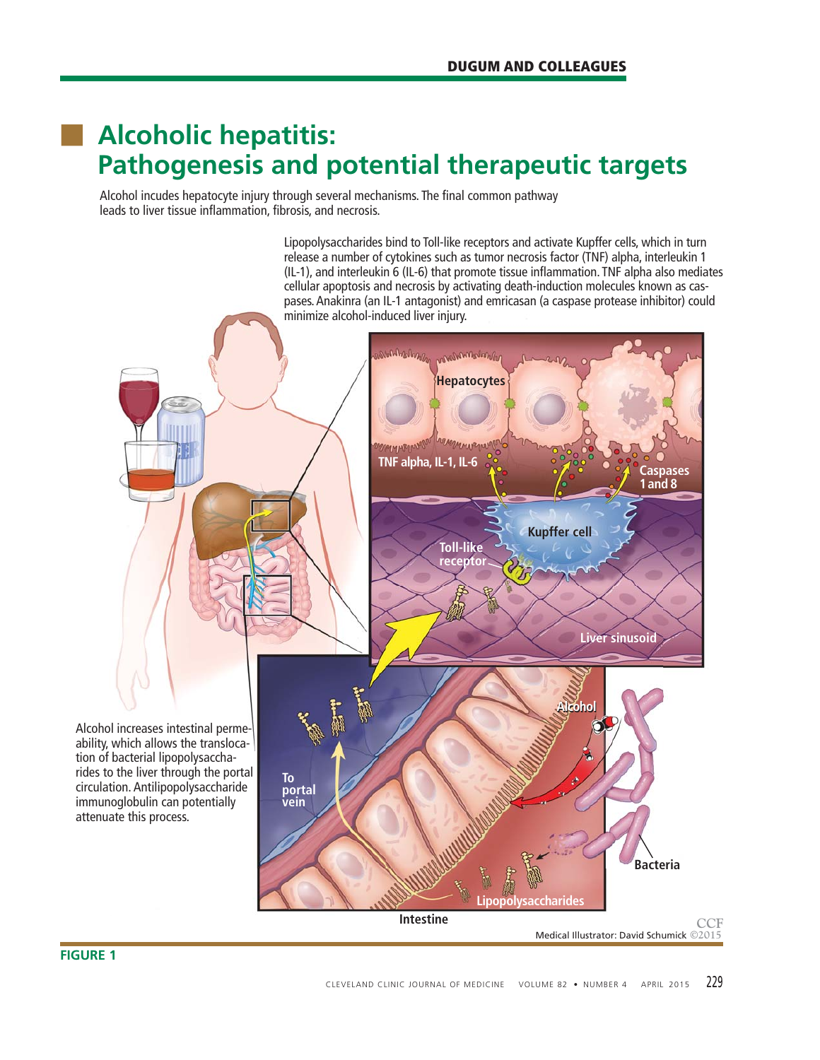# Alcoholic hepatitis: Pathogenesis and potential therapeutic targets

Alcohol incudes hepatocyte injury through several mechanisms. The final common pathway leads to liver tissue inflammation, fibrosis, and necrosis.

Lipopolysaccharides bind to Toll-like receptors and activate Kupffer cells, which in turn release a number of cytokines such as tumor necrosis factor (TNF) alpha, interleukin 1 (IL-1), and interleukin 6 (IL-6) that promote tissue inflammation. TNF alpha also mediates cellular apoptosis and necrosis by activating death-induction molecules known as caspases. Anakinra (an IL-1 antagonist) and emricasan (a caspase protease inhibitor) could minimize alcohol-induced liver injury.

Hepatocytes

TNF alpha, IL-1, IL-6

Caspases 1 and 8

Kupffer cell

Toll-like receptor

Liver sinusoid

Alcohol increases intestinal permeability, which allows the translocation of bacterial lipopolysaccharides to the liver through the portal circulation. Antilipopolysaccharide immunoglobulin can potentially attenuate this process.

Alcohol

To portal vein

Bacteria

Lipopolysaccharides

Intestine

Medical Illustrator: David Schumick ©2015

**FIGURE 1**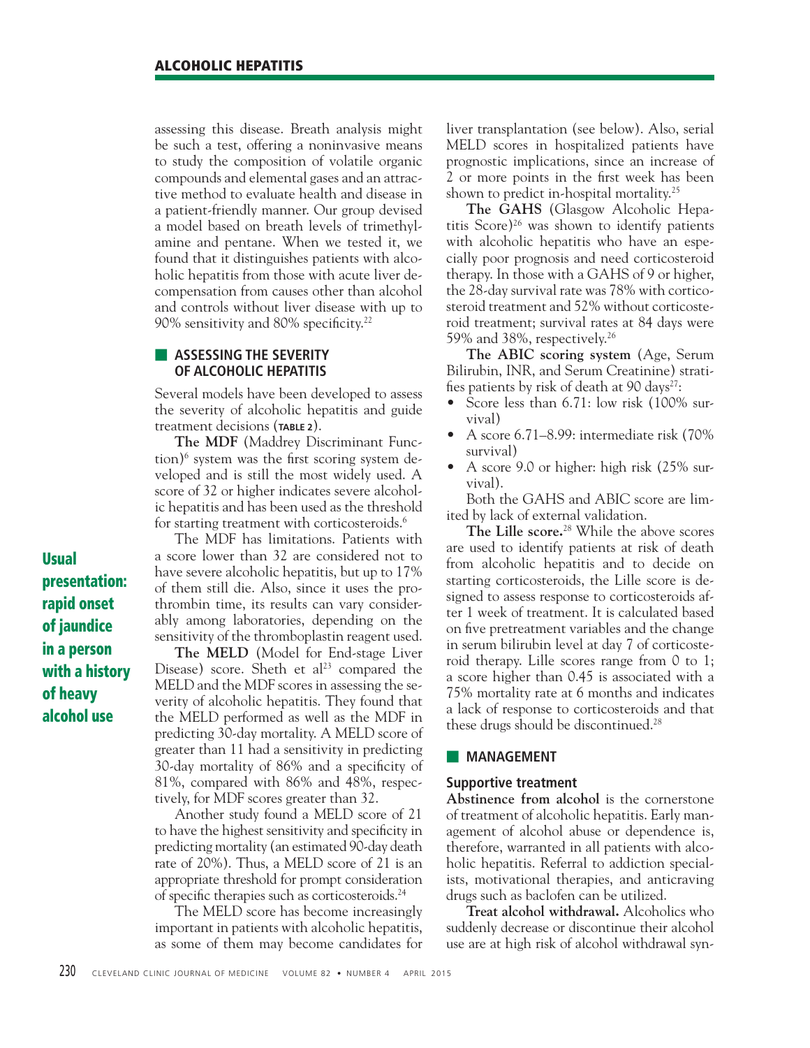assessing this disease. Breath analysis might be such a test, offering a noninvasive means to study the composition of volatile organic compounds and elemental gases and an attractive method to evaluate health and disease in a patient-friendly manner. Our group devised a model based on breath levels of trimethylamine and pentane. When we tested it, we found that it distinguishes patients with alcoholic hepatitis from those with acute liver decompensation from causes other than alcohol and controls without liver disease with up to 90% sensitivity and 80% specificity.[22]

## ASSESSING THE SEVERITY OF ALCOHOLIC HEPATITIS

Several models have been developed to assess the severity of alcoholic hepatitis and guide treatment decisions (**TABLE 2**).

**The MDF** (Maddrey Discriminant Function)[6] system was the first scoring system developed and is still the most widely used. A score of 32 or higher indicates severe alcoholic hepatitis and has been used as the threshold for starting treatment with corticosteroids.[6]

The MDF has limitations. Patients with a score lower than 32 are considered not to have severe alcoholic hepatitis, but up to 17% of them still die. Also, since it uses the prothrombin time, its results can vary considerably among laboratories, depending on the sensitivity of the thromboplastin reagent used.

**Usual presentation: rapid onset of jaundice in a person with a history of heavy alcohol use**

**The MELD** (Model for End-stage Liver Disease) score. Sheth et al[23] compared the MELD and the MDF scores in assessing the severity of alcoholic hepatitis. They found that the MELD performed as well as the MDF in predicting 30-day mortality. A MELD score of greater than 11 had a sensitivity in predicting 30-day mortality of 86% and a specificity of 81%, compared with 86% and 48%, respectively, for MDF scores greater than 32.

Another study found a MELD score of 21 to have the highest sensitivity and specificity in predicting mortality (an estimated 90-day death rate of 20%). Thus, a MELD score of 21 is an appropriate threshold for prompt consideration of specific therapies such as corticosteroids.[24]

The MELD score has become increasingly important in patients with alcoholic hepatitis, as some of them may become candidates for liver transplantation (see below). Also, serial MELD scores in hospitalized patients have prognostic implications, since an increase of 2 or more points in the first week has been shown to predict in-hospital mortality.[25]

**The GAHS** (Glasgow Alcoholic Hepatitis Score)[26] was shown to identify patients with alcoholic hepatitis who have an especially poor prognosis and need corticosteroid therapy. In those with a GAHS of 9 or higher, the 28-day survival rate was 78% with corticosteroid treatment and 52% without corticosteroid treatment; survival rates at 84 days were 59% and 38%, respectively.[26]

**The ABIC scoring system** (Age, Serum Bilirubin, INR, and Serum Creatinine) stratifies patients by risk of death at 90 days[27]:

- Score less than 6.71: low risk (100% survival)
- A score 6.71–8.99: intermediate risk (70% survival)
- A score 9.0 or higher: high risk (25% survival).

Both the GAHS and ABIC score are limited by lack of external validation.

**The Lille score.**[28] While the above scores are used to identify patients at risk of death from alcoholic hepatitis and to decide on starting corticosteroids, the Lille score is designed to assess response to corticosteroids after 1 week of treatment. It is calculated based on five pretreatment variables and the change in serum bilirubin level at day 7 of corticosteroid therapy. Lille scores range from 0 to 1; a score higher than 0.45 is associated with a 75% mortality rate at 6 months and indicates a lack of response to corticosteroids and that these drugs should be discontinued.[28]

## MANAGEMENT

### Supportive treatment

**Abstinence from alcohol** is the cornerstone of treatment of alcoholic hepatitis. Early management of alcohol abuse or dependence is, therefore, warranted in all patients with alcoholic hepatitis. Referral to addiction specialists, motivational therapies, and anticraving drugs such as baclofen can be utilized.

**Treat alcohol withdrawal.** Alcoholics who suddenly decrease or discontinue their alcohol use are at high risk of alcohol withdrawal syn-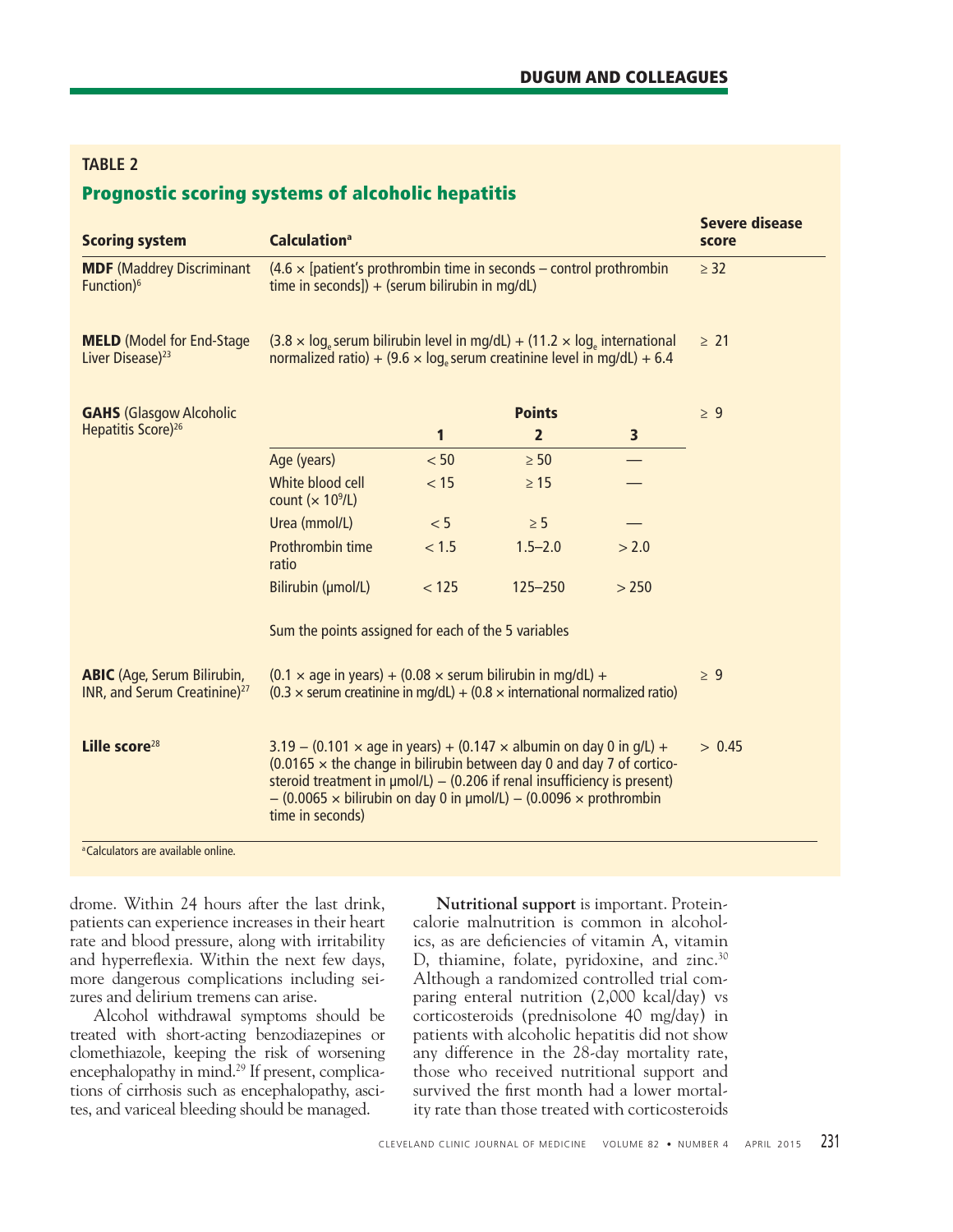**TABLE 2**

## Prognostic scoring systems of alcoholic hepatitis

| Scoring system | Calculation[a] | | | | Severe disease score |
|---|---|---|---|---|---|
| **MDF** (Maddrey Discriminant Function)[6] | (4.6 × [patient's prothrombin time in seconds – control prothrombin time in seconds]) + (serum bilirubin in mg/dL) | | | | ≥ 32 |
| **MELD** (Model for End-Stage Liver Disease)[23] | (3.8 × $\log_e$ serum bilirubin level in mg/dL) + (11.2 × $\log_e$ international normalized ratio) + (9.6 × $\log_e$ serum creatinine level in mg/dL) + 6.4 | | | | ≥ 21 |
| **GAHS** (Glasgow Alcoholic Hepatitis Score)[26] | | Points | | | ≥ 9 |
| | | 1 | 2 | 3 | |
| | Age (years) | < 50 | ≥ 50 | — | |
| | White blood cell count (× $10^9$/L) | < 15 | ≥ 15 | — | |
| | Urea (mmol/L) | < 5 | ≥ 5 | — | |
| | Prothrombin time ratio | < 1.5 | 1.5–2.0 | > 2.0 | |
| | Bilirubin (μmol/L) | < 125 | 125–250 | > 250 | |
| | Sum the points assigned for each of the 5 variables | | | | |
| **ABIC** (Age, Serum Bilirubin, INR, and Serum Creatinine)[27] | (0.1 × age in years) + (0.08 × serum bilirubin in mg/dL) + (0.3 × serum creatinine in mg/dL) + (0.8 × international normalized ratio) | | | | ≥ 9 |
| **Lille score**[28] | 3.19 – (0.101 × age in years) + (0.147 × albumin on day 0 in g/L) + (0.0165 × the change in bilirubin between day 0 and day 7 of corticosteroid treatment in μmol/L) – (0.206 if renal insufficiency is present) – (0.0065 × bilirubin on day 0 in μmol/L) – (0.0096 × prothrombin time in seconds) | | | | > 0.45 |

[a]Calculators are available online.

drome. Within 24 hours after the last drink, patients can experience increases in their heart rate and blood pressure, along with irritability and hyperreflexia. Within the next few days, more dangerous complications including seizures and delirium tremens can arise.

Alcohol withdrawal symptoms should be treated with short-acting benzodiazepines or clomethiazole, keeping the risk of worsening encephalopathy in mind.[29] If present, complications of cirrhosis such as encephalopathy, ascites, and variceal bleeding should be managed.

**Nutritional support** is important. Protein-calorie malnutrition is common in alcoholics, as are deficiencies of vitamin A, vitamin D, thiamine, folate, pyridoxine, and zinc.[30] Although a randomized controlled trial comparing enteral nutrition (2,000 kcal/day) vs corticosteroids (prednisolone 40 mg/day) in patients with alcoholic hepatitis did not show any difference in the 28-day mortality rate, those who received nutritional support and survived the first month had a lower mortality rate than those treated with corticosteroids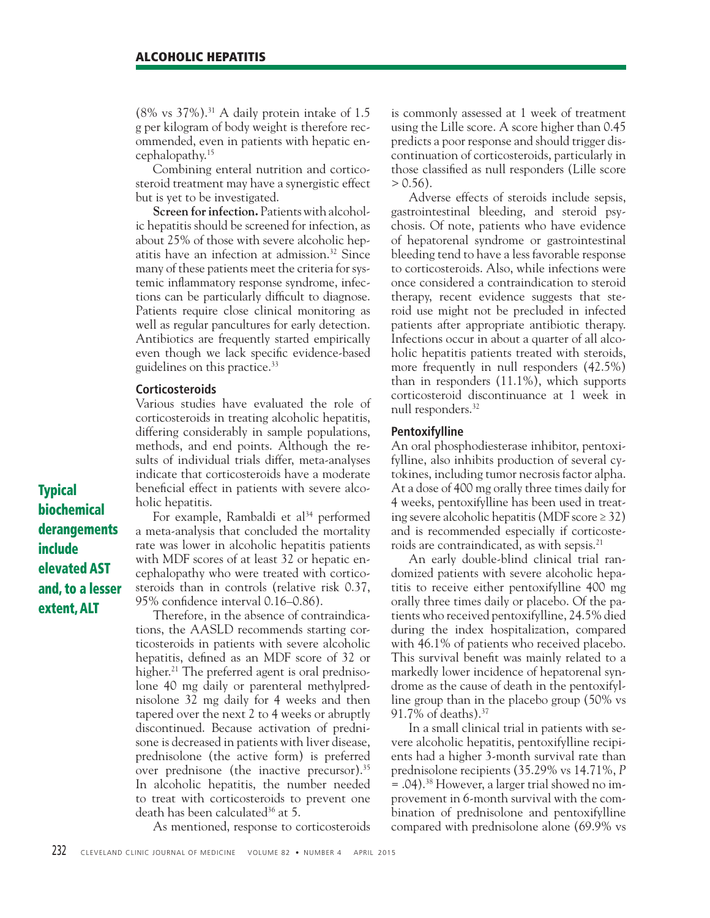(8% vs 37%).[31] A daily protein intake of 1.5 g per kilogram of body weight is therefore recommended, even in patients with hepatic encephalopathy.[15]

Combining enteral nutrition and corticosteroid treatment may have a synergistic effect but is yet to be investigated.

**Screen for infection.** Patients with alcoholic hepatitis should be screened for infection, as about 25% of those with severe alcoholic hepatitis have an infection at admission.[32] Since many of these patients meet the criteria for systemic inflammatory response syndrome, infections can be particularly difficult to diagnose. Patients require close clinical monitoring as well as regular pancultures for early detection. Antibiotics are frequently started empirically even though we lack specific evidence-based guidelines on this practice.[33]

### Corticosteroids

Various studies have evaluated the role of corticosteroids in treating alcoholic hepatitis, differing considerably in sample populations, methods, and end points. Although the results of individual trials differ, meta-analyses indicate that corticosteroids have a moderate beneficial effect in patients with severe alcoholic hepatitis.

**Typical biochemical derangements include elevated AST and, to a lesser extent, ALT**

For example, Rambaldi et al[34] performed a meta-analysis that concluded the mortality rate was lower in alcoholic hepatitis patients with MDF scores of at least 32 or hepatic encephalopathy who were treated with corticosteroids than in controls (relative risk 0.37, 95% confidence interval 0.16–0.86).

Therefore, in the absence of contraindications, the AASLD recommends starting corticosteroids in patients with severe alcoholic hepatitis, defined as an MDF score of 32 or higher.[21] The preferred agent is oral prednisolone 40 mg daily or parenteral methylprednisolone 32 mg daily for 4 weeks and then tapered over the next 2 to 4 weeks or abruptly discontinued. Because activation of prednisone is decreased in patients with liver disease, prednisolone (the active form) is preferred over prednisone (the inactive precursor).[35] In alcoholic hepatitis, the number needed to treat with corticosteroids to prevent one death has been calculated[36] at 5.

As mentioned, response to corticosteroids is commonly assessed at 1 week of treatment using the Lille score. A score higher than 0.45 predicts a poor response and should trigger discontinuation of corticosteroids, particularly in those classified as null responders (Lille score > 0.56).

Adverse effects of steroids include sepsis, gastrointestinal bleeding, and steroid psychosis. Of note, patients who have evidence of hepatorenal syndrome or gastrointestinal bleeding tend to have a less favorable response to corticosteroids. Also, while infections were once considered a contraindication to steroid therapy, recent evidence suggests that steroid use might not be precluded in infected patients after appropriate antibiotic therapy. Infections occur in about a quarter of all alcoholic hepatitis patients treated with steroids, more frequently in null responders (42.5%) than in responders (11.1%), which supports corticosteroid discontinuance at 1 week in null responders.[32]

### Pentoxifylline

An oral phosphodiesterase inhibitor, pentoxifylline, also inhibits production of several cytokines, including tumor necrosis factor alpha. At a dose of 400 mg orally three times daily for 4 weeks, pentoxifylline has been used in treating severe alcoholic hepatitis (MDF score ≥ 32) and is recommended especially if corticosteroids are contraindicated, as with sepsis.[21]

An early double-blind clinical trial randomized patients with severe alcoholic hepatitis to receive either pentoxifylline 400 mg orally three times daily or placebo. Of the patients who received pentoxifylline, 24.5% died during the index hospitalization, compared with 46.1% of patients who received placebo. This survival benefit was mainly related to a markedly lower incidence of hepatorenal syndrome as the cause of death in the pentoxifylline group than in the placebo group (50% vs 91.7% of deaths).[37]

In a small clinical trial in patients with severe alcoholic hepatitis, pentoxifylline recipients had a higher 3-month survival rate than prednisolone recipients (35.29% vs 14.71%, *P* = .04).[38] However, a larger trial showed no improvement in 6-month survival with the combination of prednisolone and pentoxifylline compared with prednisolone alone (69.9% vs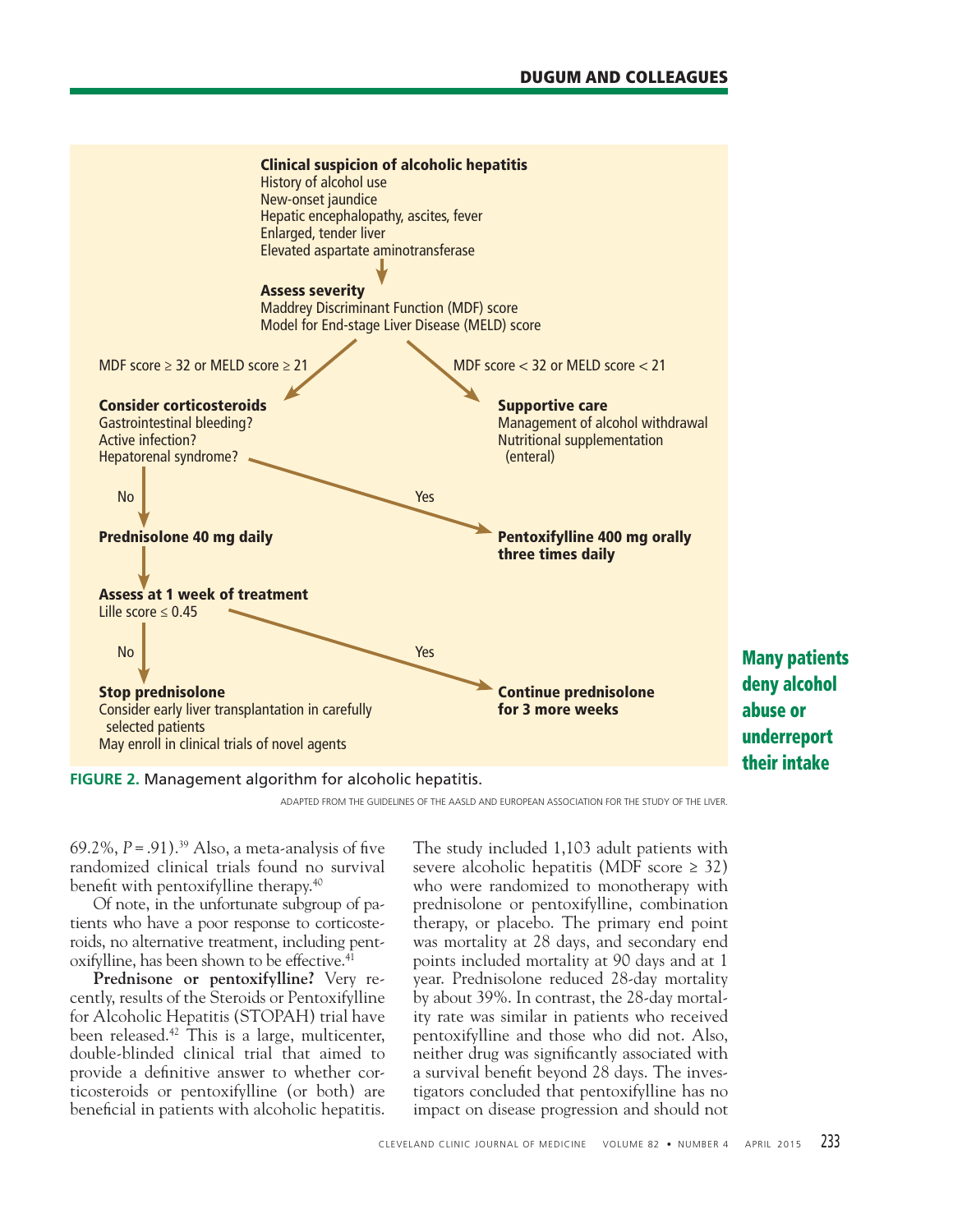**Clinical suspicion of alcoholic hepatitis**
History of alcohol use
New-onset jaundice
Hepatic encephalopathy, ascites, fever
Enlarged, tender liver
Elevated aspartate aminotransferase

↓

**Assess severity**
Maddrey Discriminant Function (MDF) score
Model for End-stage Liver Disease (MELD) score

MDF score ≥ 32 or MELD score ≥ 21 → **Consider corticosteroids**
Gastrointestinal bleeding?
Active infection?
Hepatorenal syndrome?

MDF score < 32 or MELD score < 21 → **Supportive care**
Management of alcohol withdrawal
Nutritional supplementation (enteral)

Consider corticosteroids — Yes → **Pentoxifylline 400 mg orally three times daily**

Consider corticosteroids — No → **Prednisolone 40 mg daily**

↓

**Assess at 1 week of treatment**
Lille score ≤ 0.45

Yes → **Continue prednisolone for 3 more weeks**

No → **Stop prednisolone**
Consider early liver transplantation in carefully selected patients
May enroll in clinical trials of novel agents

**FIGURE 2.** Management algorithm for alcoholic hepatitis.

ADAPTED FROM THE GUIDELINES OF THE AASLD AND EUROPEAN ASSOCIATION FOR THE STUDY OF THE LIVER.

**Many patients deny alcohol abuse or underreport their intake**

69.2%, $P = .91$).[39] Also, a meta-analysis of five randomized clinical trials found no survival benefit with pentoxifylline therapy.[40]

Of note, in the unfortunate subgroup of patients who have a poor response to corticosteroids, no alternative treatment, including pentoxifylline, has been shown to be effective.[41]

**Prednisone or pentoxifylline?** Very recently, results of the Steroids or Pentoxifylline for Alcoholic Hepatitis (STOPAH) trial have been released.[42] This is a large, multicenter, double-blinded clinical trial that aimed to provide a definitive answer to whether corticosteroids or pentoxifylline (or both) are beneficial in patients with alcoholic hepatitis. The study included 1,103 adult patients with severe alcoholic hepatitis (MDF score ≥ 32) who were randomized to monotherapy with prednisolone or pentoxifylline, combination therapy, or placebo. The primary end point was mortality at 28 days, and secondary end points included mortality at 90 days and at 1 year. Prednisolone reduced 28-day mortality by about 39%. In contrast, the 28-day mortality rate was similar in patients who received pentoxifylline and those who did not. Also, neither drug was significantly associated with a survival benefit beyond 28 days. The investigators concluded that pentoxifylline has no impact on disease progression and should not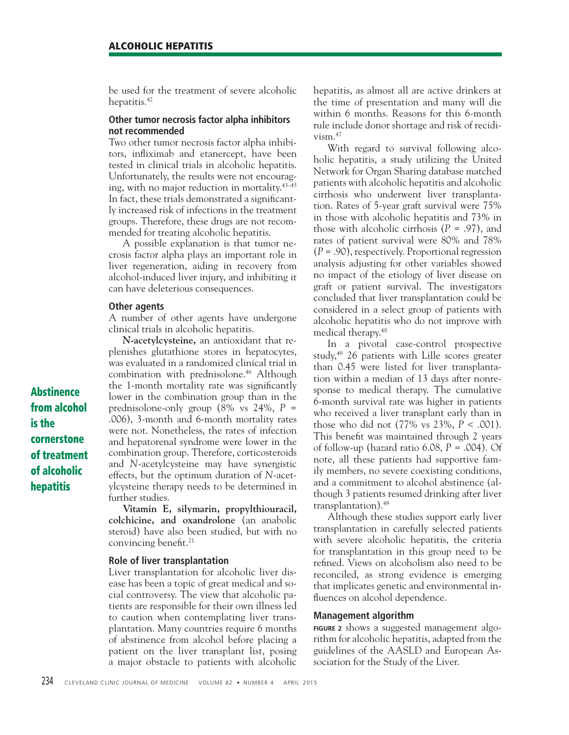be used for the treatment of severe alcoholic hepatitis.[42]

### Other tumor necrosis factor alpha inhibitors not recommended

Two other tumor necrosis factor alpha inhibitors, infliximab and etanercept, have been tested in clinical trials in alcoholic hepatitis. Unfortunately, the results were not encouraging, with no major reduction in mortality.[43–45] In fact, these trials demonstrated a significantly increased risk of infections in the treatment groups. Therefore, these drugs are not recommended for treating alcoholic hepatitis.

A possible explanation is that tumor necrosis factor alpha plays an important role in liver regeneration, aiding in recovery from alcohol-induced liver injury, and inhibiting it can have deleterious consequences.

### Other agents

A number of other agents have undergone clinical trials in alcoholic hepatitis.

**N-acetylcysteine,** an antioxidant that replenishes glutathione stores in hepatocytes, was evaluated in a randomized clinical trial in combination with prednisolone.[46] Although the 1-month mortality rate was significantly lower in the combination group than in the prednisolone-only group (8% vs 24%, $P = .006$), 3-month and 6-month mortality rates were not. Nonetheless, the rates of infection and hepatorenal syndrome were lower in the combination group. Therefore, corticosteroids and *N*-acetylcysteine may have synergistic effects, but the optimum duration of *N*-acetylcysteine therapy needs to be determined in further studies.

**Abstinence from alcohol is the cornerstone of treatment of alcoholic hepatitis**

**Vitamin E, silymarin, propylthiouracil, colchicine, and oxandrolone** (an anabolic steroid) have also been studied, but with no convincing benefit.[21]

### Role of liver transplantation

Liver transplantation for alcoholic liver disease has been a topic of great medical and social controversy. The view that alcoholic patients are responsible for their own illness led to caution when contemplating liver transplantation. Many countries require 6 months of abstinence from alcohol before placing a patient on the liver transplant list, posing a major obstacle to patients with alcoholic hepatitis, as almost all are active drinkers at the time of presentation and many will die within 6 months. Reasons for this 6-month rule include donor shortage and risk of recidivism.[47]

With regard to survival following alcoholic hepatitis, a study utilizing the United Network for Organ Sharing database matched patients with alcoholic hepatitis and alcoholic cirrhosis who underwent liver transplantation. Rates of 5-year graft survival were 75% in those with alcoholic hepatitis and 73% in those with alcoholic cirrhosis ($P = .97$), and rates of patient survival were 80% and 78% ($P = .90$), respectively. Proportional regression analysis adjusting for other variables showed no impact of the etiology of liver disease on graft or patient survival. The investigators concluded that liver transplantation could be considered in a select group of patients with alcoholic hepatitis who do not improve with medical therapy.[48]

In a pivotal case-control prospective study,[49] 26 patients with Lille scores greater than 0.45 were listed for liver transplantation within a median of 13 days after nonresponse to medical therapy. The cumulative 6-month survival rate was higher in patients who received a liver transplant early than in those who did not (77% vs 23%, $P < .001$). This benefit was maintained through 2 years of follow-up (hazard ratio 6.08, $P = .004$). Of note, all these patients had supportive family members, no severe coexisting conditions, and a commitment to alcohol abstinence (although 3 patients resumed drinking after liver transplantation).[49]

Although these studies support early liver transplantation in carefully selected patients with severe alcoholic hepatitis, the criteria for transplantation in this group need to be refined. Views on alcoholism also need to be reconciled, as strong evidence is emerging that implicates genetic and environmental influences on alcohol dependence.

### Management algorithm

**FIGURE 2** shows a suggested management algorithm for alcoholic hepatitis, adapted from the guidelines of the AASLD and European Association for the Study of the Liver.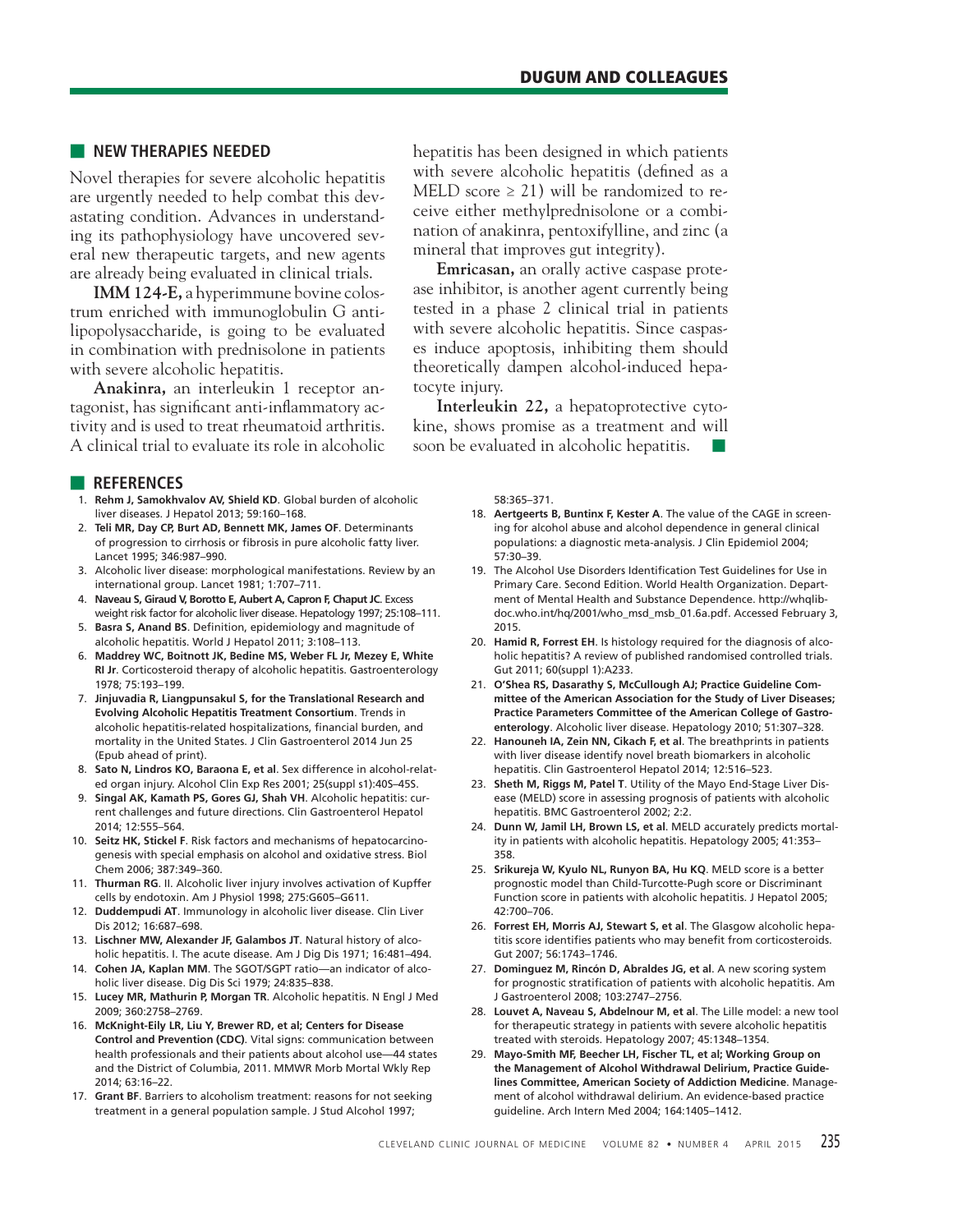## NEW THERAPIES NEEDED

Novel therapies for severe alcoholic hepatitis are urgently needed to help combat this devastating condition. Advances in understanding its pathophysiology have uncovered several new therapeutic targets, and new agents are already being evaluated in clinical trials.

**IMM 124-E,** a hyperimmune bovine colostrum enriched with immunoglobulin G anti-lipopolysaccharide, is going to be evaluated in combination with prednisolone in patients with severe alcoholic hepatitis.

**Anakinra,** an interleukin 1 receptor antagonist, has significant anti-inflammatory activity and is used to treat rheumatoid arthritis. A clinical trial to evaluate its role in alcoholic hepatitis has been designed in which patients with severe alcoholic hepatitis (defined as a MELD score ≥ 21) will be randomized to receive either methylprednisolone or a combination of anakinra, pentoxifylline, and zinc (a mineral that improves gut integrity).

**Emricasan,** an orally active caspase protease inhibitor, is another agent currently being tested in a phase 2 clinical trial in patients with severe alcoholic hepatitis. Since caspases induce apoptosis, inhibiting them should theoretically dampen alcohol-induced hepatocyte injury.

**Interleukin 22,** a hepatoprotective cytokine, shows promise as a treatment and will soon be evaluated in alcoholic hepatitis. ■

## REFERENCES

1. **Rehm J, Samokhvalov AV, Shield KD**. Global burden of alcoholic liver diseases. J Hepatol 2013; 59:160–168.
2. **Teli MR, Day CP, Burt AD, Bennett MK, James OF**. Determinants of progression to cirrhosis or fibrosis in pure alcoholic fatty liver. Lancet 1995; 346:987–990.
3. Alcoholic liver disease: morphological manifestations. Review by an international group. Lancet 1981; 1:707–711.
4. **Naveau S, Giraud V, Borotto E, Aubert A, Capron F, Chaput JC**. Excess weight risk factor for alcoholic liver disease. Hepatology 1997; 25:108–111.
5. **Basra S, Anand BS**. Definition, epidemiology and magnitude of alcoholic hepatitis. World J Hepatol 2011; 3:108–113.
6. **Maddrey WC, Boitnott JK, Bedine MS, Weber FL Jr, Mezey E, White RI Jr**. Corticosteroid therapy of alcoholic hepatitis. Gastroenterology 1978; 75:193–199.
7. **Jinjuvadia R, Liangpunsakul S, for the Translational Research and Evolving Alcoholic Hepatitis Treatment Consortium**. Trends in alcoholic hepatitis-related hospitalizations, financial burden, and mortality in the United States. J Clin Gastroenterol 2014 Jun 25 (Epub ahead of print).
8. **Sato N, Lindros KO, Baraona E, et al**. Sex difference in alcohol-related organ injury. Alcohol Clin Exp Res 2001; 25(suppl s1):40S–45S.
9. **Singal AK, Kamath PS, Gores GJ, Shah VH**. Alcoholic hepatitis: current challenges and future directions. Clin Gastroenterol Hepatol 2014; 12:555–564.
10. **Seitz HK, Stickel F**. Risk factors and mechanisms of hepatocarcinogenesis with special emphasis on alcohol and oxidative stress. Biol Chem 2006; 387:349–360.
11. **Thurman RG**. II. Alcoholic liver injury involves activation of Kupffer cells by endotoxin. Am J Physiol 1998; 275:G605–G611.
12. **Duddempudi AT**. Immunology in alcoholic liver disease. Clin Liver Dis 2012; 16:687–698.
13. **Lischner MW, Alexander JF, Galambos JT**. Natural history of alcoholic hepatitis. I. The acute disease. Am J Dig Dis 1971; 16:481–494.
14. **Cohen JA, Kaplan MM**. The SGOT/SGPT ratio—an indicator of alcoholic liver disease. Dig Dis Sci 1979; 24:835–838.
15. **Lucey MR, Mathurin P, Morgan TR**. Alcoholic hepatitis. N Engl J Med 2009; 360:2758–2769.
16. **McKnight-Eily LR, Liu Y, Brewer RD, et al; Centers for Disease Control and Prevention (CDC)**. Vital signs: communication between health professionals and their patients about alcohol use—44 states and the District of Columbia, 2011. MMWR Morb Mortal Wkly Rep 2014; 63:16–22.
17. **Grant BF**. Barriers to alcoholism treatment: reasons for not seeking treatment in a general population sample. J Stud Alcohol 1997; 58:365–371.
18. **Aertgeerts B, Buntinx F, Kester A**. The value of the CAGE in screening for alcohol abuse and alcohol dependence in general clinical populations: a diagnostic meta-analysis. J Clin Epidemiol 2004; 57:30–39.
19. The Alcohol Use Disorders Identification Test Guidelines for Use in Primary Care. Second Edition. World Health Organization. Department of Mental Health and Substance Dependence. http://whqlibdoc.who.int/hq/2001/who_msd_msb_01.6a.pdf. Accessed February 3, 2015.
20. **Hamid R, Forrest EH**. Is histology required for the diagnosis of alcoholic hepatitis? A review of published randomised controlled trials. Gut 2011; 60(suppl 1):A233.
21. **O'Shea RS, Dasarathy S, McCullough AJ; Practice Guideline Committee of the American Association for the Study of Liver Diseases; Practice Parameters Committee of the American College of Gastroenterology**. Alcoholic liver disease. Hepatology 2010; 51:307–328.
22. **Hanouneh IA, Zein NN, Cikach F, et al**. The breathprints in patients with liver disease identify novel breath biomarkers in alcoholic hepatitis. Clin Gastroenterol Hepatol 2014; 12:516–523.
23. **Sheth M, Riggs M, Patel T**. Utility of the Mayo End-Stage Liver Disease (MELD) score in assessing prognosis of patients with alcoholic hepatitis. BMC Gastroenterol 2002; 2:2.
24. **Dunn W, Jamil LH, Brown LS, et al**. MELD accurately predicts mortality in patients with alcoholic hepatitis. Hepatology 2005; 41:353–358.
25. **Srikureja W, Kyulo NL, Runyon BA, Hu KQ**. MELD score is a better prognostic model than Child-Turcotte-Pugh score or Discriminant Function score in patients with alcoholic hepatitis. J Hepatol 2005; 42:700–706.
26. **Forrest EH, Morris AJ, Stewart S, et al**. The Glasgow alcoholic hepatitis score identifies patients who may benefit from corticosteroids. Gut 2007; 56:1743–1746.
27. **Dominguez M, Rincón D, Abraldes JG, et al**. A new scoring system for prognostic stratification of patients with alcoholic hepatitis. Am J Gastroenterol 2008; 103:2747–2756.
28. **Louvet A, Naveau S, Abdelnour M, et al**. The Lille model: a new tool for therapeutic strategy in patients with severe alcoholic hepatitis treated with steroids. Hepatology 2007; 45:1348–1354.
29. **Mayo-Smith MF, Beecher LH, Fischer TL, et al; Working Group on the Management of Alcohol Withdrawal Delirium, Practice Guidelines Committee, American Society of Addiction Medicine**. Management of alcohol withdrawal delirium. An evidence-based practice guideline. Arch Intern Med 2004; 164:1405–1412.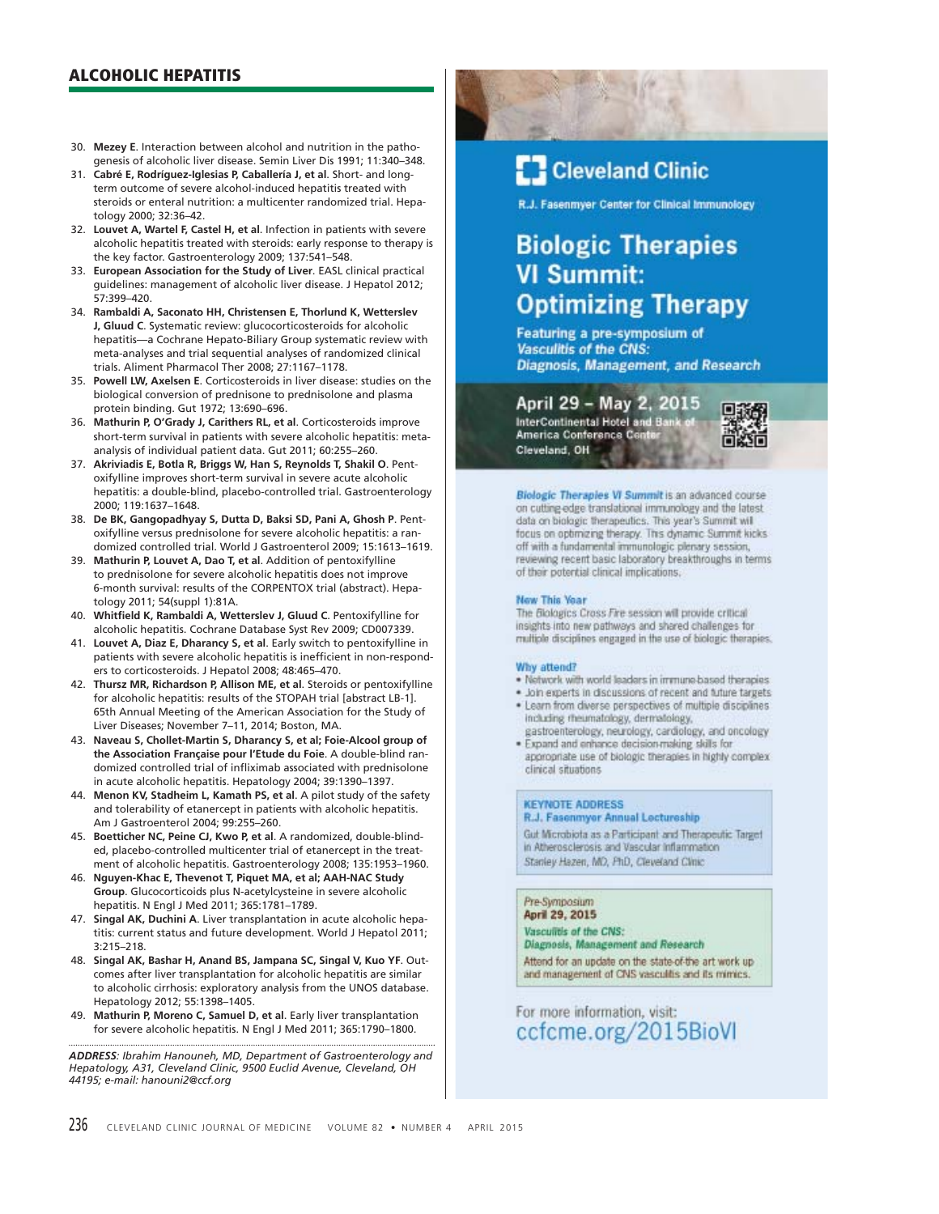30. **Mezey E**. Interaction between alcohol and nutrition in the pathogenesis of alcoholic liver disease. Semin Liver Dis 1991; 11:340–348.
31. **Cabré E, Rodríguez-Iglesias P, Caballería J, et al**. Short- and long-term outcome of severe alcohol-induced hepatitis treated with steroids or enteral nutrition: a multicenter randomized trial. Hepatology 2000; 32:36–42.
32. **Louvet A, Wartel F, Castel H, et al**. Infection in patients with severe alcoholic hepatitis treated with steroids: early response to therapy is the key factor. Gastroenterology 2009; 137:541–548.
33. **European Association for the Study of Liver**. EASL clinical practical guidelines: management of alcoholic liver disease. J Hepatol 2012; 57:399–420.
34. **Rambaldi A, Saconato HH, Christensen E, Thorlund K, Wetterslev J, Gluud C**. Systematic review: glucocorticosteroids for alcoholic hepatitis—a Cochrane Hepato-Biliary Group systematic review with meta-analyses and trial sequential analyses of randomized clinical trials. Aliment Pharmacol Ther 2008; 27:1167–1178.
35. **Powell LW, Axelsen E**. Corticosteroids in liver disease: studies on the biological conversion of prednisone to prednisolone and plasma protein binding. Gut 1972; 13:690–696.
36. **Mathurin P, O'Grady J, Carithers RL, et al**. Corticosteroids improve short-term survival in patients with severe alcoholic hepatitis: meta-analysis of individual patient data. Gut 2011; 60:255–260.
37. **Akriviadis E, Botla R, Briggs W, Han S, Reynolds T, Shakil O**. Pentoxifylline improves short-term survival in severe acute alcoholic hepatitis: a double-blind, placebo-controlled trial. Gastroenterology 2000; 119:1637–1648.
38. **De BK, Gangopadhyay S, Dutta D, Baksi SD, Pani A, Ghosh P**. Pentoxifylline versus prednisolone for severe alcoholic hepatitis: a randomized controlled trial. World J Gastroenterol 2009; 15:1613–1619.
39. **Mathurin P, Louvet A, Dao T, et al**. Addition of pentoxifylline to prednisolone for severe alcoholic hepatitis does not improve 6-month survival: results of the CORPENTOX trial (abstract). Hepatology 2011; 54(suppl 1):81A.
40. **Whitfield K, Rambaldi A, Wetterslev J, Gluud C**. Pentoxifylline for alcoholic hepatitis. Cochrane Database Syst Rev 2009; CD007339.
41. **Louvet A, Diaz E, Dharancy S, et al**. Early switch to pentoxifylline in patients with severe alcoholic hepatitis is inefficient in non-responders to corticosteroids. J Hepatol 2008; 48:465–470.
42. **Thursz MR, Richardson P, Allison ME, et al**. Steroids or pentoxifylline for alcoholic hepatitis: results of the STOPAH trial [abstract LB-1]. 65th Annual Meeting of the American Association for the Study of Liver Diseases; November 7–11, 2014; Boston, MA.
43. **Naveau S, Chollet-Martin S, Dharancy S, et al; Foie-Alcool group of the Association Française pour l'Etude du Foie**. A double-blind randomized controlled trial of infliximab associated with prednisolone in acute alcoholic hepatitis. Hepatology 2004; 39:1390–1397.
44. **Menon KV, Stadheim L, Kamath PS, et al**. A pilot study of the safety and tolerability of etanercept in patients with alcoholic hepatitis. Am J Gastroenterol 2004; 99:255–260.
45. **Boetticher NC, Peine CJ, Kwo P, et al**. A randomized, double-blinded, placebo-controlled multicenter trial of etanercept in the treatment of alcoholic hepatitis. Gastroenterology 2008; 135:1953–1960.
46. **Nguyen-Khac E, Thevenot T, Piquet MA, et al; AAH-NAC Study Group**. Glucocorticoids plus N-acetylcysteine in severe alcoholic hepatitis. N Engl J Med 2011; 365:1781–1789.
47. **Singal AK, Duchini A**. Liver transplantation in acute alcoholic hepatitis: current status and future development. World J Hepatol 2011; 3:215–218.
48. **Singal AK, Bashar H, Anand BS, Jampana SC, Singal V, Kuo YF**. Outcomes after liver transplantation for alcoholic hepatitis are similar to alcoholic cirrhosis: exploratory analysis from the UNOS database. Hepatology 2012; 55:1398–1405.
49. **Mathurin P, Moreno C, Samuel D, et al**. Early liver transplantation for severe alcoholic hepatitis. N Engl J Med 2011; 365:1790–1800.

*ADDRESS: Ibrahim Hanouneh, MD, Department of Gastroenterology and Hepatology, A31, Cleveland Clinic, 9500 Euclid Avenue, Cleveland, OH 44195; e-mail: hanouni2@ccf.org*

---

Cleveland Clinic

R.J. Fasenmyer Center for Clinical Immunology

## Biologic Therapies VI Summit: Optimizing Therapy

**Featuring a pre-symposium of *Vasculitis of the CNS: Diagnosis, Management, and Research***

**April 29 – May 2, 2015**
InterContinental Hotel and Bank of America Conference Center
Cleveland, OH

**Biologic Therapies VI Summit** is an advanced course on cutting-edge translational immunology and the latest data on biologic therapeutics. This year's Summit will focus on optimizing therapy. This dynamic Summit kicks off with a fundamental immunologic plenary session, reviewing recent basic laboratory breakthroughs in terms of their potential clinical implications.

**New This Year**

The Biologics Cross Fire session will provide critical insights into new pathways and shared challenges for multiple disciplines engaged in the use of biologic therapies.

**Why attend?**

- Network with world leaders in immune-based therapies
- Join experts in discussions of recent and future targets
- Learn from diverse perspectives of multiple disciplines including rheumatology, dermatology, gastroenterology, neurology, cardiology, and oncology
- Expand and enhance decision-making skills for appropriate use of biologic therapies in highly complex clinical situations

**KEYNOTE ADDRESS**
**R.J. Fasenmyer Annual Lectureship**
Gut Microbiota as a Participant and Therapeutic Target in Atherosclerosis and Vascular Inflammation
*Stanley Hazen, MD, PhD, Cleveland Clinic*

*Pre-Symposium*
**April 29, 2015**
**Vasculitis of the CNS: Diagnosis, Management and Research**
Attend for an update on the state-of-the art work up and management of CNS vasculitis and its mimics.

For more information, visit:
ccfcme.org/2015BioVI